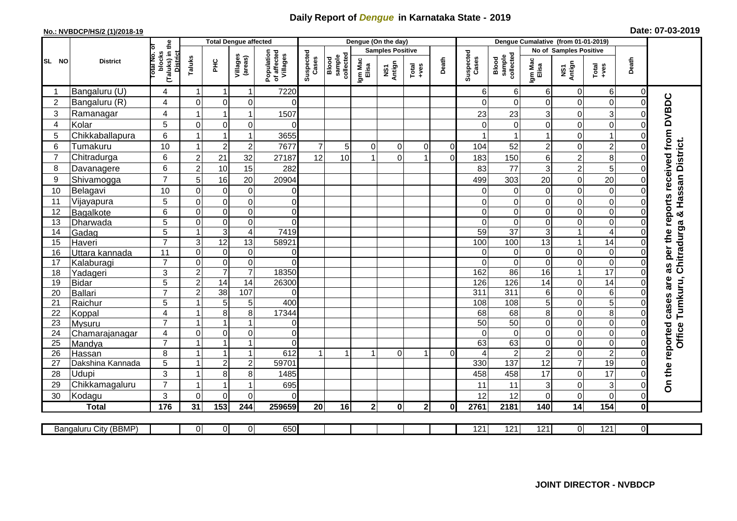# Daily Report of *Dengue* in Karnataka State - 2019

**No.: NVBDCP/HS/2 (1)/2018-19**

**Date: 07-03-2019**

| SL NO | District | Total No. of blocks (Taluks) in the District | Total Dengue affected | | | | Dengue (On the day) | | | | | | | Dengue Cumalative (from 01-01-2019) | | | | | | | |
|---|---|---|---|---|---|---|---|---|---|---|---|---|---|---|---|---|---|---|---|---|
| | | | Taluks | PHC | Villages (areas) | Population of affected Villages | Suspected Cases | Blood sample collected | Samples Positive | | | Death | Suspected Cases | Blood sample collected | No of Samples Positive | | | Death | |
| | | | | | | | | | Igm Mac Elisa | NS1 Antign | Total +ves | | | | Igm Mac Elisa | NS1 Antign | Total +ves | | |
| 1 | Bangaluru (U) | 4 | 1 | 1 | 1 | 7220 | | | | | | | 6 | 6 | 6 | 0 | 6 | 0 | On the reported cases are as per the reports received from DVBDC Office Tumkuru, Chitradurga & Hassan District. |
| 2 | Bangaluru (R) | 4 | 0 | 0 | 0 | 0 | | | | | | | 0 | 0 | 0 | 0 | 0 | 0 | |
| 3 | Ramanagar | 4 | 1 | 1 | 1 | 1507 | | | | | | | 23 | 23 | 3 | 0 | 3 | 0 | |
| 4 | Kolar | 5 | 0 | 0 | 0 | 0 | | | | | | | 0 | 0 | 0 | 0 | 0 | 0 | |
| 5 | Chikkaballapura | 6 | 1 | 1 | 1 | 3655 | | | | | | | 1 | 1 | 1 | 0 | 1 | 0 | |
| 6 | Tumakuru | 10 | 1 | 2 | 2 | 7677 | 7 | 5 | 0 | 0 | 0 | 0 | 104 | 52 | 2 | 0 | 2 | 0 | |
| 7 | Chitradurga | 6 | 2 | 21 | 32 | 27187 | 12 | 10 | 1 | 0 | 1 | 0 | 183 | 150 | 6 | 2 | 8 | 0 | |
| 8 | Davanagere | 6 | 2 | 10 | 15 | 282 | | | | | | | 83 | 77 | 3 | 2 | 5 | 0 | |
| 9 | Shivamogga | 7 | 5 | 16 | 20 | 20904 | | | | | | | 499 | 303 | 20 | 0 | 20 | 0 | |
| 10 | Belagavi | 10 | 0 | 0 | 0 | 0 | | | | | | | 0 | 0 | 0 | 0 | 0 | 0 | |
| 11 | Vijayapura | 5 | 0 | 0 | 0 | 0 | | | | | | | 0 | 0 | 0 | 0 | 0 | 0 | |
| 12 | Bagalkote | 6 | 0 | 0 | 0 | 0 | | | | | | | 0 | 0 | 0 | 0 | 0 | 0 | |
| 13 | Dharwada | 5 | 0 | 0 | 0 | 0 | | | | | | | 0 | 0 | 0 | 0 | 0 | 0 | |
| 14 | Gadag | 5 | 1 | 3 | 4 | 7419 | | | | | | | 59 | 37 | 3 | 1 | 4 | 0 | |
| 15 | Haveri | 7 | 3 | 12 | 13 | 58921 | | | | | | | 100 | 100 | 13 | 1 | 14 | 0 | |
| 16 | Uttara kannada | 11 | 0 | 0 | 0 | 0 | | | | | | | 0 | 0 | 0 | 0 | 0 | 0 | |
| 17 | Kalaburagi | 7 | 0 | 0 | 0 | 0 | | | | | | | 0 | 0 | 0 | 0 | 0 | 0 | |
| 18 | Yadageri | 3 | 2 | 7 | 7 | 18350 | | | | | | | 162 | 86 | 16 | 1 | 17 | 0 | |
| 19 | Bidar | 5 | 2 | 14 | 14 | 26300 | | | | | | | 126 | 126 | 14 | 0 | 14 | 0 | |
| 20 | Ballari | 7 | 2 | 38 | 107 | 0 | | | | | | | 311 | 311 | 6 | 0 | 6 | 0 | |
| 21 | Raichur | 5 | 1 | 5 | 5 | 400 | | | | | | | 108 | 108 | 5 | 0 | 5 | 0 | |
| 22 | Koppal | 4 | 1 | 8 | 8 | 17344 | | | | | | | 68 | 68 | 8 | 0 | 8 | 0 | |
| 23 | Mysuru | 7 | 1 | 1 | 1 | 0 | | | | | | | 50 | 50 | 0 | 0 | 0 | 0 | |
| 24 | Chamarajanagar | 4 | 0 | 0 | 0 | 0 | | | | | | | 0 | 0 | 0 | 0 | 0 | 0 | |
| 25 | Mandya | 7 | 1 | 1 | 1 | 0 | | | | | | | 63 | 63 | 0 | 0 | 0 | 0 | |
| 26 | Hassan | 8 | 1 | 1 | 1 | 612 | 1 | 1 | 1 | 0 | 1 | 0 | 4 | 2 | 2 | 0 | 2 | 0 | |
| 27 | Dakshina Kannada | 5 | 1 | 2 | 2 | 59701 | | | | | | | 330 | 137 | 12 | 7 | 19 | 0 | |
| 28 | Udupi | 3 | 1 | 8 | 8 | 1485 | | | | | | | 458 | 458 | 17 | 0 | 17 | 0 | |
| 29 | Chikkamagaluru | 7 | 1 | 1 | 1 | 695 | | | | | | | 11 | 11 | 3 | 0 | 3 | 0 | |
| 30 | Kodagu | 3 | 0 | 0 | 0 | 0 | | | | | | | 12 | 12 | 0 | 0 | 0 | 0 | |
| | **Total** | **176** | **31** | **153** | **244** | **259659** | **20** | **16** | **2** | **0** | **2** | **0** | **2761** | **2181** | **140** | **14** | **154** | **0** | |

| Bangaluru City (BBMP) | | 0 | 0 | 0 | 650 | | | | | | | 121 | 121 | 121 | 0 | 121 | 0 |
|---|---|---|---|---|---|---|---|---|---|---|---|---|---|---|---|---|---|

**JOINT DIRECTOR - NVBDCP**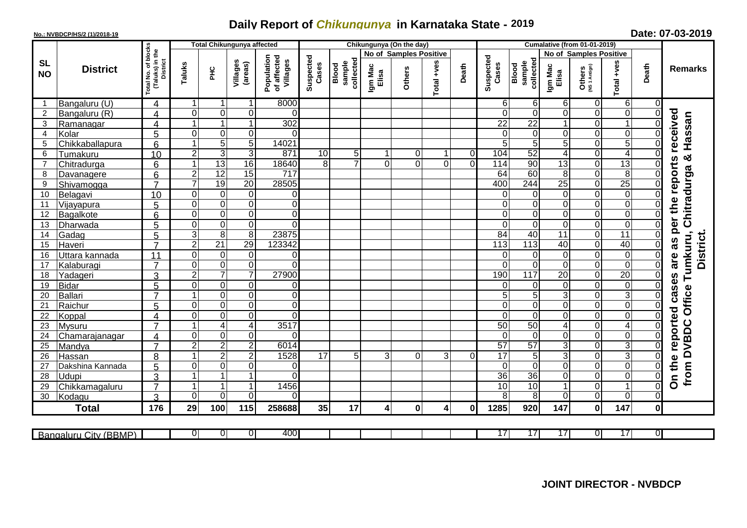# Daily Report of *Chikungunya* in Karnataka State - 2019

**No.: NVBDCP/HS/2 (1)/2018-19**

**Date: 07-03-2019**

| SL NO | District | Total No. of blocks (Taluks) in the District | Total Chikungunya affected | | | | Chikungunya (On the day) | | | | | | | Cumalative (from 01-01-2019) | | | | | | | Remarks |
|---|---|---|---|---|---|---|---|---|---|---|---|---|---|---|---|---|---|---|---|---|---|
| | | | Taluks | PHC | Villages (areas) | Population of affected Villages | Suspected Cases | Blood sample collected | No of Samples Positive | | | Death | Suspected Cases | Blood sample collected | No of Samples Positive | | | Death | |
| | | | | | | | | | Igm Mac Elisa | Others | Total +ves | | | | Igm Mac Elisa | Others (NS 1 Antign) | Total +ves | | |
| 1 | Bangaluru (U) | 4 | 1 | 1 | 1 | 8000 | | | | | | | 6 | 6 | 6 | 0 | 6 | 0 | On the reported cases are as per the reports received from DVBDC Office Tumkuru, Chitradurga & Hassan District. |
| 2 | Bangaluru (R) | 4 | 0 | 0 | 0 | 0 | | | | | | | 0 | 0 | 0 | 0 | 0 | 0 | |
| 3 | Ramanagar | 4 | 1 | 1 | 1 | 302 | | | | | | | 22 | 22 | 1 | 0 | 1 | 0 | |
| 4 | Kolar | 5 | 0 | 0 | 0 | 0 | | | | | | | 0 | 0 | 0 | 0 | 0 | 0 | |
| 5 | Chikkaballapura | 6 | 1 | 5 | 5 | 14021 | | | | | | | 5 | 5 | 5 | 0 | 5 | 0 | |
| 6 | Tumakuru | 10 | 2 | 3 | 3 | 871 | 10 | 5 | 1 | 0 | 1 | 0 | 104 | 52 | 4 | 0 | 4 | 0 | |
| 7 | Chitradurga | 6 | 1 | 13 | 16 | 18640 | 8 | 7 | 0 | 0 | 0 | 0 | 114 | 90 | 13 | 0 | 13 | 0 | |
| 8 | Davanagere | 6 | 2 | 12 | 15 | 717 | | | | | | | 64 | 60 | 8 | 0 | 8 | 0 | |
| 9 | Shivamogga | 7 | 7 | 19 | 20 | 28505 | | | | | | | 400 | 244 | 25 | 0 | 25 | 0 | |
| 10 | Belagavi | 10 | 0 | 0 | 0 | 0 | | | | | | | 0 | 0 | 0 | 0 | 0 | 0 | |
| 11 | Vijayapura | 5 | 0 | 0 | 0 | 0 | | | | | | | 0 | 0 | 0 | 0 | 0 | 0 | |
| 12 | Bagalkote | 6 | 0 | 0 | 0 | 0 | | | | | | | 0 | 0 | 0 | 0 | 0 | 0 | |
| 13 | Dharwada | 5 | 0 | 0 | 0 | 0 | | | | | | | 0 | 0 | 0 | 0 | 0 | 0 | |
| 14 | Gadag | 5 | 3 | 8 | 8 | 23875 | | | | | | | 84 | 40 | 11 | 0 | 11 | 0 | |
| 15 | Haveri | 7 | 2 | 21 | 29 | 123342 | | | | | | | 113 | 113 | 40 | 0 | 40 | 0 | |
| 16 | Uttara kannada | 11 | 0 | 0 | 0 | 0 | | | | | | | 0 | 0 | 0 | 0 | 0 | 0 | |
| 17 | Kalaburagi | 7 | 0 | 0 | 0 | 0 | | | | | | | 0 | 0 | 0 | 0 | 0 | 0 | |
| 18 | Yadageri | 3 | 2 | 7 | 7 | 27900 | | | | | | | 190 | 117 | 20 | 0 | 20 | 0 | |
| 19 | Bidar | 5 | 0 | 0 | 0 | 0 | | | | | | | 0 | 0 | 0 | 0 | 0 | 0 | |
| 20 | Ballari | 7 | 1 | 0 | 0 | 0 | | | | | | | 5 | 5 | 3 | 0 | 3 | 0 | |
| 21 | Raichur | 5 | 0 | 0 | 0 | 0 | | | | | | | 0 | 0 | 0 | 0 | 0 | 0 | |
| 22 | Koppal | 4 | 0 | 0 | 0 | 0 | | | | | | | 0 | 0 | 0 | 0 | 0 | 0 | |
| 23 | Mysuru | 7 | 1 | 4 | 4 | 3517 | | | | | | | 50 | 50 | 4 | 0 | 4 | 0 | |
| 24 | Chamarajanagar | 4 | 0 | 0 | 0 | 0 | | | | | | | 0 | 0 | 0 | 0 | 0 | 0 | |
| 25 | Mandya | 7 | 2 | 2 | 2 | 6014 | | | | | | | 57 | 57 | 3 | 0 | 3 | 0 | |
| 26 | Hassan | 8 | 1 | 2 | 2 | 1528 | 17 | 5 | 3 | 0 | 3 | 0 | 17 | 5 | 3 | 0 | 3 | 0 | |
| 27 | Dakshina Kannada | 5 | 0 | 0 | 0 | 0 | | | | | | | 0 | 0 | 0 | 0 | 0 | 0 | |
| 28 | Udupi | 3 | 1 | 1 | 1 | 0 | | | | | | | 36 | 36 | 0 | 0 | 0 | 0 | |
| 29 | Chikkamagaluru | 7 | 1 | 1 | 1 | 1456 | | | | | | | 10 | 10 | 1 | 0 | 1 | 0 | |
| 30 | Kodagu | 3 | 0 | 0 | 0 | 0 | | | | | | | 8 | 8 | 0 | 0 | 0 | 0 | |
| | **Total** | **176** | **29** | **100** | **115** | **258688** | **35** | **17** | **4** | **0** | **4** | **0** | **1285** | **920** | **147** | **0** | **147** | **0** | |
| | Bangaluru City (BBMP) | | 0 | 0 | 0 | 400 | | | | | | | 17 | 17 | 17 | 0 | 17 | 0 | |

**JOINT DIRECTOR - NVBDCP**